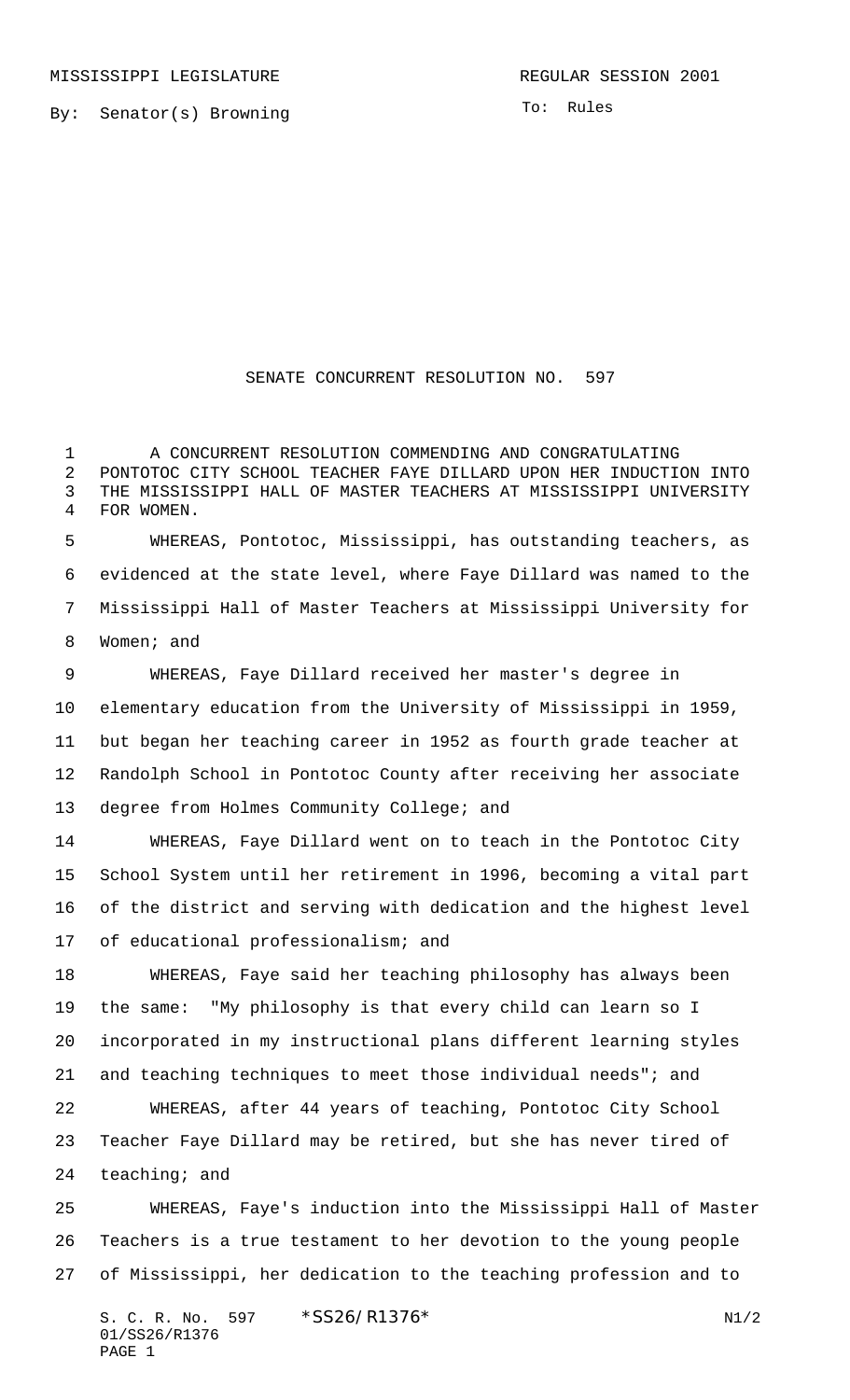MISSISSIPPI LEGISLATURE REGULAR SESSION 2001

By: Senator(s) Browning

To: Rules

# SENATE CONCURRENT RESOLUTION NO. 597

A CONCURRENT RESOLUTION COMMENDING AND CONGRATULATING PONTOTOC CITY SCHOOL TEACHER FAYE DILLARD UPON HER INDUCTION INTO THE MISSISSIPPI HALL OF MASTER TEACHERS AT MISSISSIPPI UNIVERSITY FOR WOMEN.

WHEREAS, Pontotoc, Mississippi, has outstanding teachers, as evidenced at the state level, where Faye Dillard was named to the Mississippi Hall of Master Teachers at Mississippi University for Women; and

WHEREAS, Faye Dillard received her master's degree in elementary education from the University of Mississippi in 1959, but began her teaching career in 1952 as fourth grade teacher at Randolph School in Pontotoc County after receiving her associate degree from Holmes Community College; and

WHEREAS, Faye Dillard went on to teach in the Pontotoc City School System until her retirement in 1996, becoming a vital part of the district and serving with dedication and the highest level of educational professionalism; and

WHEREAS, Faye said her teaching philosophy has always been the same: "My philosophy is that every child can learn so I incorporated in my instructional plans different learning styles and teaching techniques to meet those individual needs"; and

WHEREAS, after 44 years of teaching, Pontotoc City School Teacher Faye Dillard may be retired, but she has never tired of teaching; and

WHEREAS, Faye's induction into the Mississippi Hall of Master Teachers is a true testament to her devotion to the young people of Mississippi, her dedication to the teaching profession and to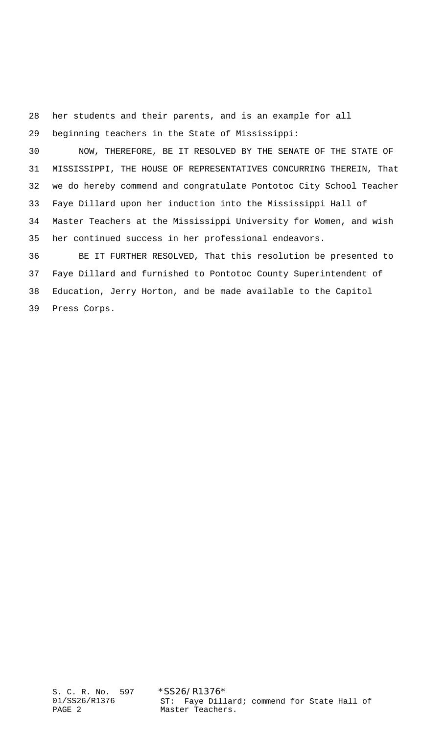her students and their parents, and is an example for all beginning teachers in the State of Mississippi:

NOW, THEREFORE, BE IT RESOLVED BY THE SENATE OF THE STATE OF MISSISSIPPI, THE HOUSE OF REPRESENTATIVES CONCURRING THEREIN, That we do hereby commend and congratulate Pontotoc City School Teacher Faye Dillard upon her induction into the Mississippi Hall of Master Teachers at the Mississippi University for Women, and wish her continued success in her professional endeavors.

BE IT FURTHER RESOLVED, That this resolution be presented to Faye Dillard and furnished to Pontotoc County Superintendent of Education, Jerry Horton, and be made available to the Capitol Press Corps.